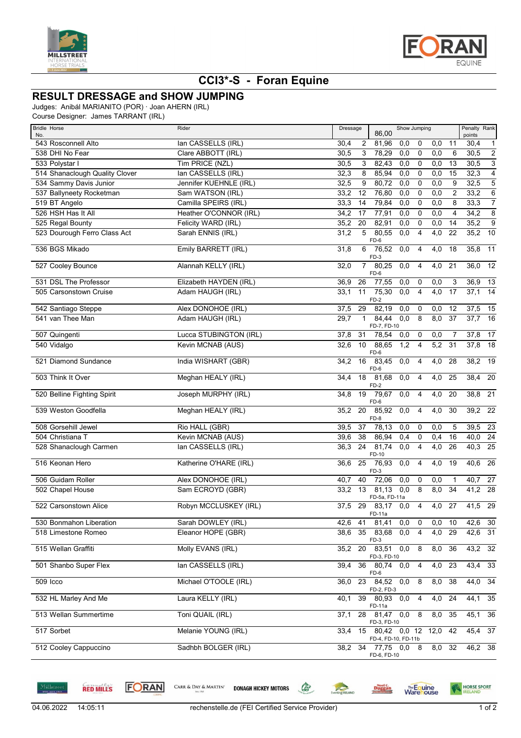# CCI3*-S - Foran Equine

## RESULT DRESSAGE and SHOW JUMPING

Judges: Anibál MARIANITO (POR) · Joan AHERN (IRL)
Course Designer: James TARRANT (IRL)

| Bridle No. | Horse | Rider | Dressage | | Show Jumping 86,00 | | | | | Penalty points | Rank |
|---|---|---|---|---|---|---|---|---|---|---|---|
| 543 | Rosconnell Alto | Ian CASSELLS (IRL) | 30,4 | 2 | 81,96 | 0,0 | 0 | 0,0 | 11 | 30,4 | 1 |
| 538 | DHI No Fear | Clare ABBOTT (IRL) | 30,5 | 3 | 78,29 | 0,0 | 0 | 0,0 | 6 | 30,5 | 2 |
| 533 | Polystar I | Tim PRICE (NZL) | 30,5 | 3 | 82,43 | 0,0 | 0 | 0,0 | 13 | 30,5 | 3 |
| 514 | Shanaclough Quality Clover | Ian CASSELLS (IRL) | 32,3 | 8 | 85,94 | 0,0 | 0 | 0,0 | 15 | 32,3 | 4 |
| 534 | Sammy Davis Junior | Jennifer KUEHNLE (IRL) | 32,5 | 9 | 80,72 | 0,0 | 0 | 0,0 | 9 | 32,5 | 5 |
| 537 | Ballyneety Rocketman | Sam WATSON (IRL) | 33,2 | 12 | 76,80 | 0,0 | 0 | 0,0 | 2 | 33,2 | 6 |
| 519 | BT Angelo | Camilla SPEIRS (IRL) | 33,3 | 14 | 79,84 | 0,0 | 0 | 0,0 | 8 | 33,3 | 7 |
| 526 | HSH Has It All | Heather O'CONNOR (IRL) | 34,2 | 17 | 77,91 | 0,0 | 0 | 0,0 | 4 | 34,2 | 8 |
| 525 | Regal Bounty | Felicity WARD (IRL) | 35,2 | 20 | 82,91 | 0,0 | 0 | 0,0 | 14 | 35,2 | 9 |
| 523 | Dourough Ferro Class Act | Sarah ENNIS (IRL) | 31,2 | 5 | 80,55 FD-6 | 0,0 | 4 | 4,0 | 22 | 35,2 | 10 |
| 536 | BGS Mikado | Emily BARRETT (IRL) | 31,8 | 6 | 76,52 FD-3 | 0,0 | 4 | 4,0 | 18 | 35,8 | 11 |
| 527 | Cooley Bounce | Alannah KELLY (IRL) | 32,0 | 7 | 80,25 FD-6 | 0,0 | 4 | 4,0 | 21 | 36,0 | 12 |
| 531 | DSL The Professor | Elizabeth HAYDEN (IRL) | 36,9 | 26 | 77,55 | 0,0 | 0 | 0,0 | 3 | 36,9 | 13 |
| 505 | Carsonstown Cruise | Adam HAUGH (IRL) | 33,1 | 11 | 75,30 FD-2 | 0,0 | 4 | 4,0 | 17 | 37,1 | 14 |
| 542 | Santiago Steppe | Alex DONOHOE (IRL) | 37,5 | 29 | 82,19 | 0,0 | 0 | 0,0 | 12 | 37,5 | 15 |
| 541 | van Thee Man | Adam HAUGH (IRL) | 29,7 | 1 | 84,44 FD-7, FD-10 | 0,0 | 8 | 8,0 | 37 | 37,7 | 16 |
| 507 | Quingenti | Lucca STUBINGTON (IRL) | 37,8 | 31 | 78,54 | 0,0 | 0 | 0,0 | 7 | 37,8 | 17 |
| 540 | Vidalgo | Kevin MCNAB (AUS) | 32,6 | 10 | 88,65 FD-6 | 1,2 | 4 | 5,2 | 31 | 37,8 | 18 |
| 521 | Diamond Sundance | India WISHART (GBR) | 34,2 | 16 | 83,45 FD-6 | 0,0 | 4 | 4,0 | 28 | 38,2 | 19 |
| 503 | Think It Over | Meghan HEALY (IRL) | 34,4 | 18 | 81,68 FD-2 | 0,0 | 4 | 4,0 | 25 | 38,4 | 20 |
| 520 | Belline Fighting Spirit | Joseph MURPHY (IRL) | 34,8 | 19 | 79,67 FD-6 | 0,0 | 4 | 4,0 | 20 | 38,8 | 21 |
| 539 | Weston Goodfella | Meghan HEALY (IRL) | 35,2 | 20 | 85,92 FD-8 | 0,0 | 4 | 4,0 | 30 | 39,2 | 22 |
| 508 | Gorsehill Jewel | Rio HALL (GBR) | 39,5 | 37 | 78,13 | 0,0 | 0 | 0,0 | 5 | 39,5 | 23 |
| 504 | Christiana T | Kevin MCNAB (AUS) | 39,6 | 38 | 86,94 | 0,4 | 0 | 0,4 | 16 | 40,0 | 24 |
| 528 | Shanaclough Carmen | Ian CASSELLS (IRL) | 36,3 | 24 | 81,74 FD-10 | 0,0 | 4 | 4,0 | 26 | 40,3 | 25 |
| 516 | Keonan Hero | Katherine O'HARE (IRL) | 36,6 | 25 | 76,93 FD-3 | 0,0 | 4 | 4,0 | 19 | 40,6 | 26 |
| 506 | Guidam Roller | Alex DONOHOE (IRL) | 40,7 | 40 | 72,06 | 0,0 | 0 | 0,0 | 1 | 40,7 | 27 |
| 502 | Chapel House | Sam ECROYD (GBR) | 33,2 | 13 | 81,13 FD-5a, FD-11a | 0,0 | 8 | 8,0 | 34 | 41,2 | 28 |
| 522 | Carsonstown Alice | Robyn MCCLUSKEY (IRL) | 37,5 | 29 | 83,17 FD-11a | 0,0 | 4 | 4,0 | 27 | 41,5 | 29 |
| 530 | Bonmahon Liberation | Sarah DOWLEY (IRL) | 42,6 | 41 | 81,41 | 0,0 | 0 | 0,0 | 10 | 42,6 | 30 |
| 518 | Limestone Romeo | Eleanor HOPE (GBR) | 38,6 | 35 | 83,68 FD-3 | 0,0 | 4 | 4,0 | 29 | 42,6 | 31 |
| 515 | Wellan Graffiti | Molly EVANS (IRL) | 35,2 | 20 | 83,51 FD-3, FD-10 | 0,0 | 8 | 8,0 | 36 | 43,2 | 32 |
| 501 | Shanbo Super Flex | Ian CASSELLS (IRL) | 39,4 | 36 | 80,74 FD-6 | 0,0 | 4 | 4,0 | 23 | 43,4 | 33 |
| 509 | Icco | Michael O'TOOLE (IRL) | 36,0 | 23 | 84,52 FD-2, FD-3 | 0,0 | 8 | 8,0 | 38 | 44,0 | 34 |
| 532 | HL Marley And Me | Laura KELLY (IRL) | 40,1 | 39 | 80,93 FD-11a | 0,0 | 4 | 4,0 | 24 | 44,1 | 35 |
| 513 | Wellan Summertime | Toni QUAIL (IRL) | 37,1 | 28 | 81,47 FD-3, FD-10 | 0,0 | 8 | 8,0 | 35 | 45,1 | 36 |
| 517 | Sorbet | Melanie YOUNG (IRL) | 33,4 | 15 | 80,42 FD-4, FD-10, FD-11b | 0,0 | 12 | 12,0 | 42 | 45,4 | 37 |
| 512 | Cooley Cappuccino | Sadhbh BOLGER (IRL) | 38,2 | 34 | 77,75 FD-6, FD-10 | 0,0 | 8 | 8,0 | 32 | 46,2 | 38 |

04.06.2022 14:05:11 rechenstelle.de (FEI Certified Service Provider)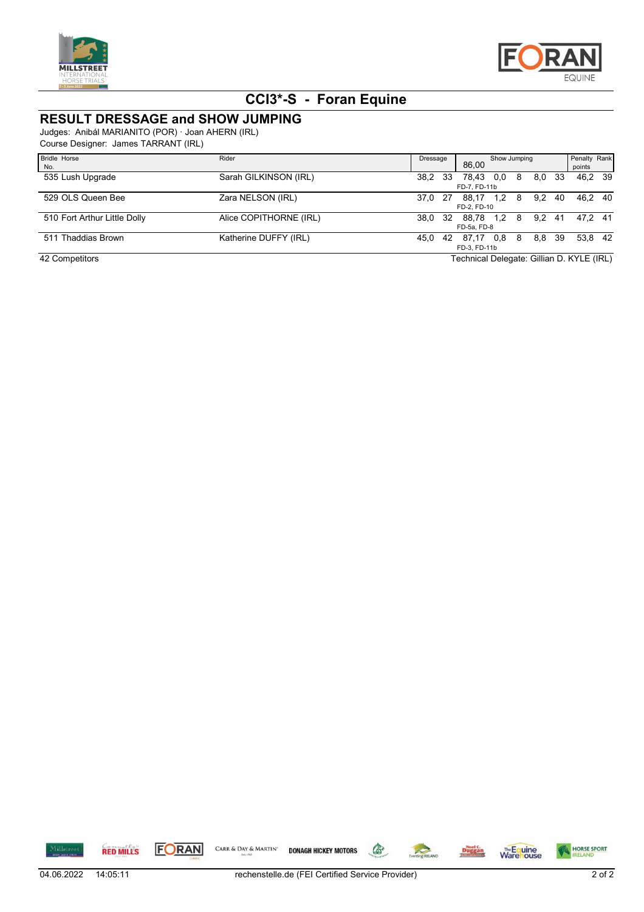# CCI3*-S - Foran Equine

## RESULT DRESSAGE and SHOW JUMPING

Judges: Anibál MARIANITO (POR) · Joan AHERN (IRL)
Course Designer: James TARRANT (IRL)

| Bridle No. | Horse | Rider | Dressage | | Show Jumping 86,00 | | | | | Penalty points | Rank |
|---|---|---|---|---|---|---|---|---|---|---|---|
| 535 | Lush Upgrade | Sarah GILKINSON (IRL) | 38,2 | 33 | 78,43 FD-7, FD-11b | 0,0 | 8 | 8,0 | 33 | 46,2 | 39 |
| 529 | OLS Queen Bee | Zara NELSON (IRL) | 37,0 | 27 | 88,17 FD-2, FD-10 | 1,2 | 8 | 9,2 | 40 | 46,2 | 40 |
| 510 | Fort Arthur Little Dolly | Alice COPITHORNE (IRL) | 38,0 | 32 | 88,78 FD-5a, FD-8 | 1,2 | 8 | 9,2 | 41 | 47,2 | 41 |
| 511 | Thaddias Brown | Katherine DUFFY (IRL) | 45,0 | 42 | 87,17 FD-3, FD-11b | 0,8 | 8 | 8,8 | 39 | 53,8 | 42 |

42 Competitors

Technical Delegate: Gillian D. KYLE (IRL)

04.06.2022 14:05:11 rechenstelle.de (FEI Certified Service Provider)